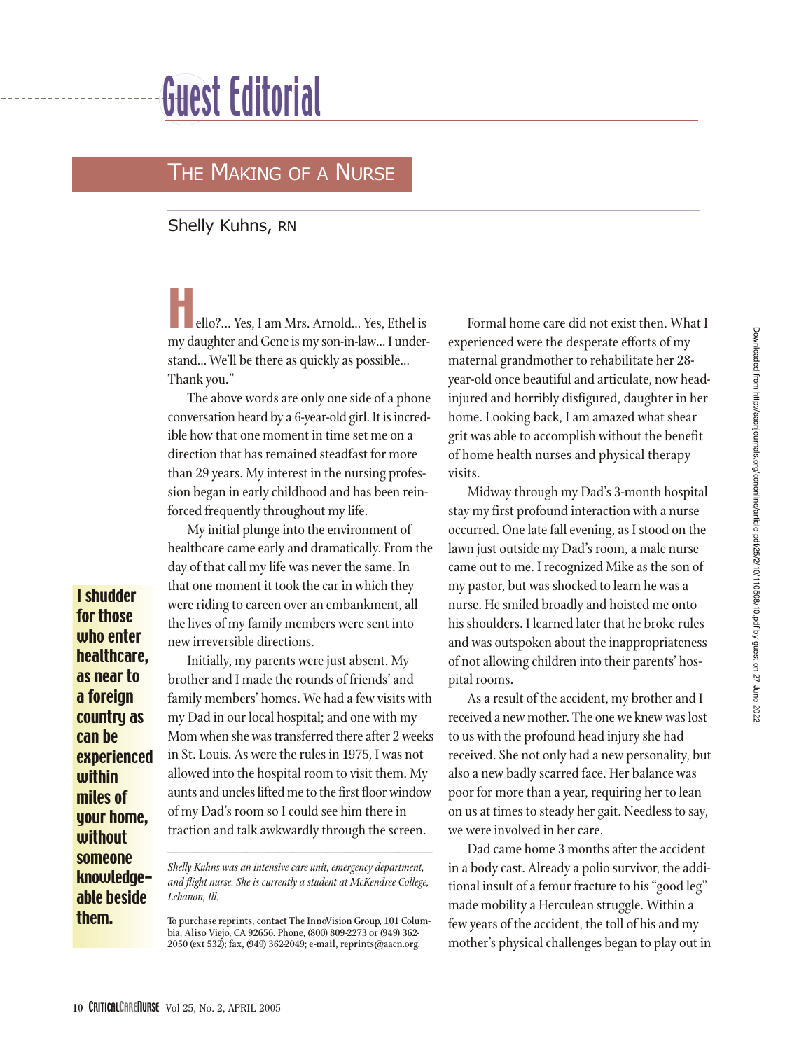# Guest Editorial

## The Making of a Nurse

Shelly Kuhns, RN

"Hello?... Yes, I am Mrs. Arnold... Yes, Ethel is my daughter and Gene is my son-in-law... I understand... We'll be there as quickly as possible... Thank you."

The above words are only one side of a phone conversation heard by a 6-year-old girl. It is incredible how that one moment in time set me on a direction that has remained steadfast for more than 29 years. My interest in the nursing profession began in early childhood and has been reinforced frequently throughout my life.

My initial plunge into the environment of healthcare came early and dramatically. From the day of that call my life was never the same. In that one moment it took the car in which they were riding to careen over an embankment, all the lives of my family members were sent into new irreversible directions.

Initially, my parents were just absent. My brother and I made the rounds of friends' and family members' homes. We had a few visits with my Dad in our local hospital; and one with my Mom when she was transferred there after 2 weeks in St. Louis. As were the rules in 1975, I was not allowed into the hospital room to visit them. My aunts and uncles lifted me to the first floor window of my Dad's room so I could see him there in traction and talk awkwardly through the screen.

**I shudder for those who enter healthcare, as near to a foreign country as can be experienced within miles of your home, without someone knowledgeable beside them.**

*Shelly Kuhns was an intensive care unit, emergency department, and flight nurse. She is currently a student at McKendree College, Lebanon, Ill.*

To purchase reprints, contact The InnoVision Group, 101 Columbia, Aliso Viejo, CA 92656. Phone, (800) 809-2273 or (949) 362-2050 (ext 532); fax, (949) 362-2049; e-mail, reprints@aacn.org.

Formal home care did not exist then. What I experienced were the desperate efforts of my maternal grandmother to rehabilitate her 28-year-old once beautiful and articulate, now head-injured and horribly disfigured, daughter in her home. Looking back, I am amazed what shear grit was able to accomplish without the benefit of home health nurses and physical therapy visits.

Midway through my Dad's 3-month hospital stay my first profound interaction with a nurse occurred. One late fall evening, as I stood on the lawn just outside my Dad's room, a male nurse came out to me. I recognized Mike as the son of my pastor, but was shocked to learn he was a nurse. He smiled broadly and hoisted me onto his shoulders. I learned later that he broke rules and was outspoken about the inappropriateness of not allowing children into their parents' hospital rooms.

As a result of the accident, my brother and I received a new mother. The one we knew was lost to us with the profound head injury she had received. She not only had a new personality, but also a new badly scarred face. Her balance was poor for more than a year, requiring her to lean on us at times to steady her gait. Needless to say, we were involved in her care.

Dad came home 3 months after the accident in a body cast. Already a polio survivor, the additional insult of a femur fracture to his "good leg" made mobility a Herculean struggle. Within a few years of the accident, the toll of his and my mother's physical challenges began to play out in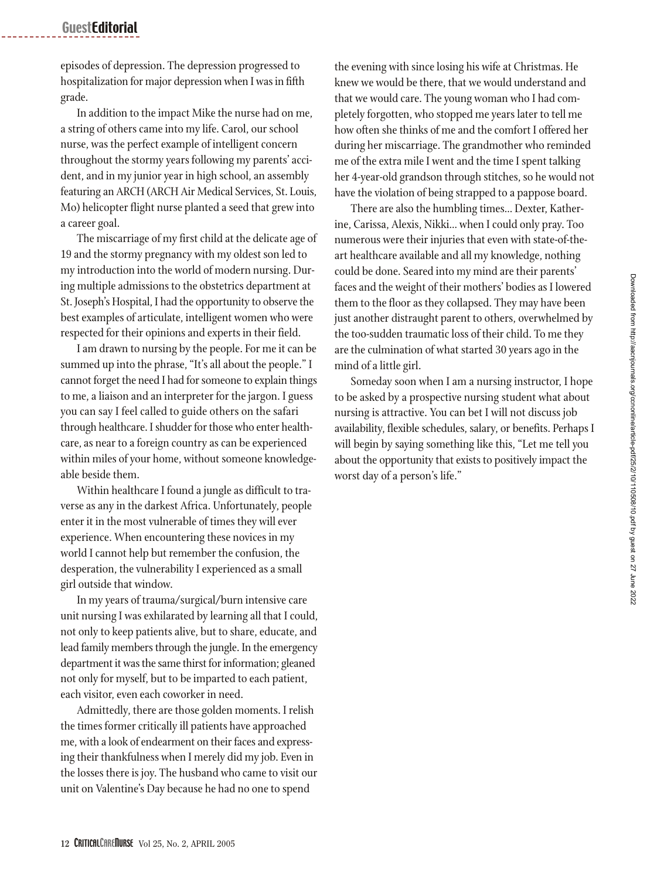episodes of depression. The depression progressed to hospitalization for major depression when I was in fifth grade.

In addition to the impact Mike the nurse had on me, a string of others came into my life. Carol, our school nurse, was the perfect example of intelligent concern throughout the stormy years following my parents' accident, and in my junior year in high school, an assembly featuring an ARCH (ARCH Air Medical Services, St. Louis, Mo) helicopter flight nurse planted a seed that grew into a career goal.

The miscarriage of my first child at the delicate age of 19 and the stormy pregnancy with my oldest son led to my introduction into the world of modern nursing. During multiple admissions to the obstetrics department at St. Joseph's Hospital, I had the opportunity to observe the best examples of articulate, intelligent women who were respected for their opinions and experts in their field.

I am drawn to nursing by the people. For me it can be summed up into the phrase, "It's all about the people." I cannot forget the need I had for someone to explain things to me, a liaison and an interpreter for the jargon. I guess you can say I feel called to guide others on the safari through healthcare. I shudder for those who enter healthcare, as near to a foreign country as can be experienced within miles of your home, without someone knowledgeable beside them.

Within healthcare I found a jungle as difficult to traverse as any in the darkest Africa. Unfortunately, people enter it in the most vulnerable of times they will ever experience. When encountering these novices in my world I cannot help but remember the confusion, the desperation, the vulnerability I experienced as a small girl outside that window.

In my years of trauma/surgical/burn intensive care unit nursing I was exhilarated by learning all that I could, not only to keep patients alive, but to share, educate, and lead family members through the jungle. In the emergency department it was the same thirst for information; gleaned not only for myself, but to be imparted to each patient, each visitor, even each coworker in need.

Admittedly, there are those golden moments. I relish the times former critically ill patients have approached me, with a look of endearment on their faces and expressing their thankfulness when I merely did my job. Even in the losses there is joy. The husband who came to visit our unit on Valentine's Day because he had no one to spend the evening with since losing his wife at Christmas. He knew we would be there, that we would understand and that we would care. The young woman who I had completely forgotten, who stopped me years later to tell me how often she thinks of me and the comfort I offered her during her miscarriage. The grandmother who reminded me of the extra mile I went and the time I spent talking her 4-year-old grandson through stitches, so he would not have the violation of being strapped to a pappose board.

There are also the humbling times... Dexter, Katherine, Carissa, Alexis, Nikki... when I could only pray. Too numerous were their injuries that even with state-of-the-art healthcare available and all my knowledge, nothing could be done. Seared into my mind are their parents' faces and the weight of their mothers' bodies as I lowered them to the floor as they collapsed. They may have been just another distraught parent to others, overwhelmed by the too-sudden traumatic loss of their child. To me they are the culmination of what started 30 years ago in the mind of a little girl.

Someday soon when I am a nursing instructor, I hope to be asked by a prospective nursing student what about nursing is attractive. You can bet I will not discuss job availability, flexible schedules, salary, or benefits. Perhaps I will begin by saying something like this, "Let me tell you about the opportunity that exists to positively impact the worst day of a person's life."